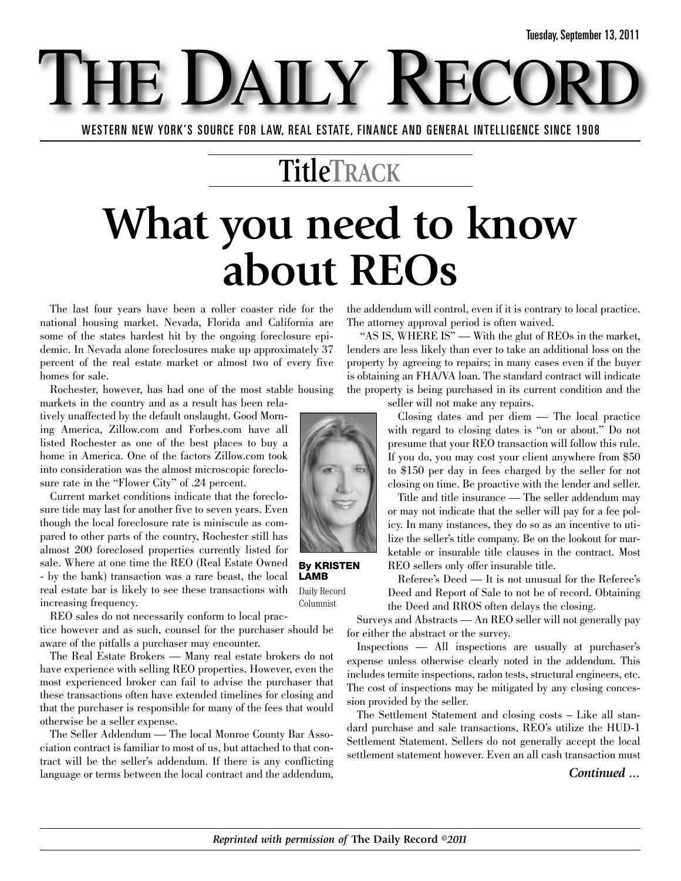Tuesday, September 13, 2011

# THE DAILY RECORD

WESTERN NEW YORK'S SOURCE FOR LAW, REAL ESTATE, FINANCE AND GENERAL INTELLIGENCE SINCE 1908

## TitleTRACK

# What you need to know about REOs

**By KRISTEN LAMB**
Daily Record Columnist

The last four years have been a roller coaster ride for the national housing market. Nevada, Florida and California are some of the states hardest hit by the ongoing foreclosure epidemic. In Nevada alone foreclosures make up approximately 37 percent of the real estate market or almost two of every five homes for sale.

Rochester, however, has had one of the most stable housing markets in the country and as a result has been relatively unaffected by the default onslaught. Good Morning America, Zillow.com and Forbes.com have all listed Rochester as one of the best places to buy a home in America. One of the factors Zillow.com took into consideration was the almost microscopic foreclosure rate in the "Flower City" of .24 percent.

Current market conditions indicate that the foreclosure tide may last for another five to seven years. Even though the local foreclosure rate is miniscule as compared to other parts of the country, Rochester still has almost 200 foreclosed properties currently listed for sale. Where at one time the REO (Real Estate Owned - by the bank) transaction was a rare beast, the local real estate bar is likely to see these transactions with increasing frequency.

REO sales do not necessarily conform to local practice however and as such, counsel for the purchaser should be aware of the pitfalls a purchaser may encounter.

The Real Estate Brokers — Many real estate brokers do not have experience with selling REO properties. However, even the most experienced broker can fail to advise the purchaser that these transactions often have extended timelines for closing and that the purchaser is responsible for many of the fees that would otherwise be a seller expense.

The Seller Addendum — The local Monroe County Bar Association contract is familiar to most of us, but attached to that contract will be the seller's addendum. If there is any conflicting language or terms between the local contract and the addendum, the addendum will control, even if it is contrary to local practice. The attorney approval period is often waived.

"AS IS, WHERE IS" — With the glut of REOs in the market, lenders are less likely than ever to take an additional loss on the property by agreeing to repairs; in many cases even if the buyer is obtaining an FHA/VA loan. The standard contract will indicate the property is being purchased in its current condition and the seller will not make any repairs.

Closing dates and per diem — The local practice with regard to closing dates is "on or about." Do not presume that your REO transaction will follow this rule. If you do, you may cost your client anywhere from $50 to $150 per day in fees charged by the seller for not closing on time. Be proactive with the lender and seller.

Title and title insurance — The seller addendum may or may not indicate that the seller will pay for a fee policy. In many instances, they do so as an incentive to utilize the seller's title company. Be on the lookout for marketable or insurable title clauses in the contract. Most REO sellers only offer insurable title.

Referee's Deed — It is not unusual for the Referee's Deed and Report of Sale to not be of record. Obtaining the Deed and RROS often delays the closing.

Surveys and Abstracts — An REO seller will not generally pay for either the abstract or the survey.

Inspections — All inspections are usually at purchaser's expense unless otherwise clearly noted in the addendum. This includes termite inspections, radon tests, structural engineers, etc. The cost of inspections may be mitigated by any closing concession provided by the seller.

The Settlement Statement and closing costs – Like all standard purchase and sale transactions, REO's utilize the HUD-1 Settlement Statement. Sellers do not generally accept the local settlement statement however. Even an all cash transaction must

*Continued ...*

*Reprinted with permission of* **The Daily Record** *©2011*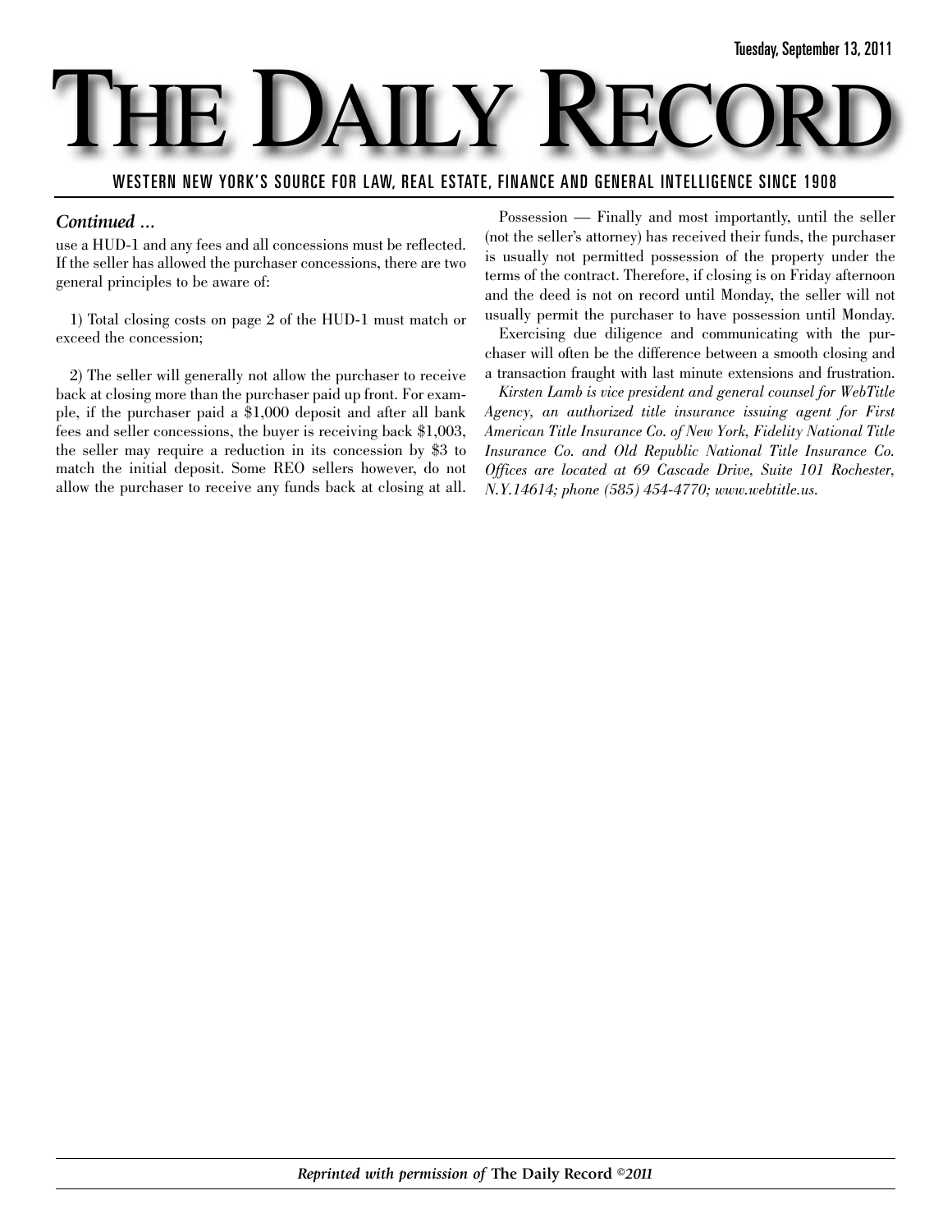*Continued ...*

use a HUD-1 and any fees and all concessions must be reflected. If the seller has allowed the purchaser concessions, there are two general principles to be aware of:

1) Total closing costs on page 2 of the HUD-1 must match or exceed the concession;

2) The seller will generally not allow the purchaser to receive back at closing more than the purchaser paid up front. For example, if the purchaser paid a $1,000 deposit and after all bank fees and seller concessions, the buyer is receiving back $1,003, the seller may require a reduction in its concession by $3 to match the initial deposit. Some REO sellers however, do not allow the purchaser to receive any funds back at closing at all.

Possession — Finally and most importantly, until the seller (not the seller's attorney) has received their funds, the purchaser is usually not permitted possession of the property under the terms of the contract. Therefore, if closing is on Friday afternoon and the deed is not on record until Monday, the seller will not usually permit the purchaser to have possession until Monday.

Exercising due diligence and communicating with the purchaser will often be the difference between a smooth closing and a transaction fraught with last minute extensions and frustration.

*Kirsten Lamb is vice president and general counsel for WebTitle Agency, an authorized title insurance issuing agent for First American Title Insurance Co. of New York, Fidelity National Title Insurance Co. and Old Republic National Title Insurance Co. Offices are located at 69 Cascade Drive, Suite 101 Rochester, N.Y.14614; phone (585) 454-4770; www.webtitle.us.*

*Reprinted with permission of* **The Daily Record** *©2011*